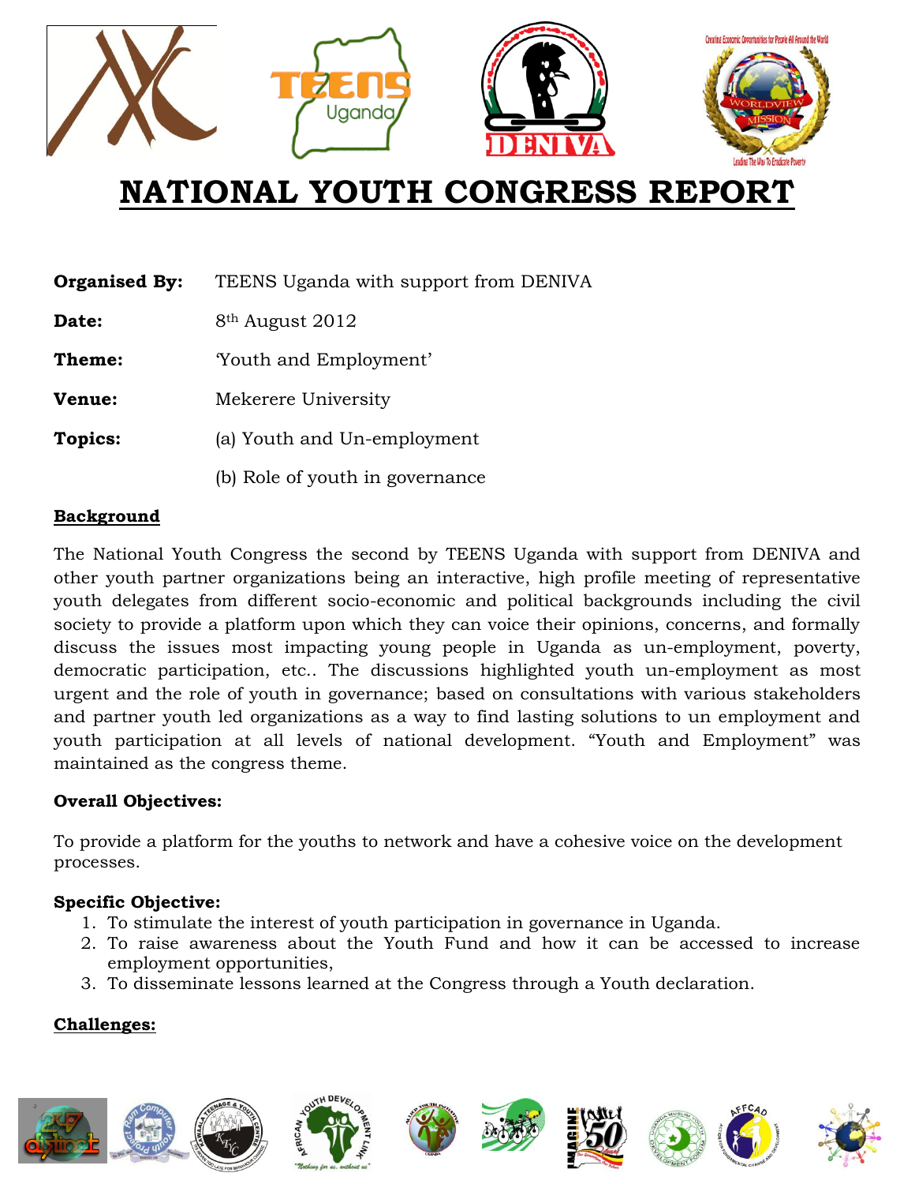# NATIONAL YOUTH CONGRESS REPORT

**Organised By:** TEENS Uganda with support from DENIVA

**Date:** 8th August 2012

**Theme:** 'Youth and Employment'

**Venue:** Mekerere University

**Topics:** (a) Youth and Un-employment

(b) Role of youth in governance

## Background

The National Youth Congress the second by TEENS Uganda with support from DENIVA and other youth partner organizations being an interactive, high profile meeting of representative youth delegates from different socio-economic and political backgrounds including the civil society to provide a platform upon which they can voice their opinions, concerns, and formally discuss the issues most impacting young people in Uganda as un-employment, poverty, democratic participation, etc.. The discussions highlighted youth un-employment as most urgent and the role of youth in governance; based on consultations with various stakeholders and partner youth led organizations as a way to find lasting solutions to un employment and youth participation at all levels of national development. "Youth and Employment" was maintained as the congress theme.

**Overall Objectives:**

To provide a platform for the youths to network and have a cohesive voice on the development processes.

**Specific Objective:**

1. To stimulate the interest of youth participation in governance in Uganda.
2. To raise awareness about the Youth Fund and how it can be accessed to increase employment opportunities,
3. To disseminate lessons learned at the Congress through a Youth declaration.

## Challenges: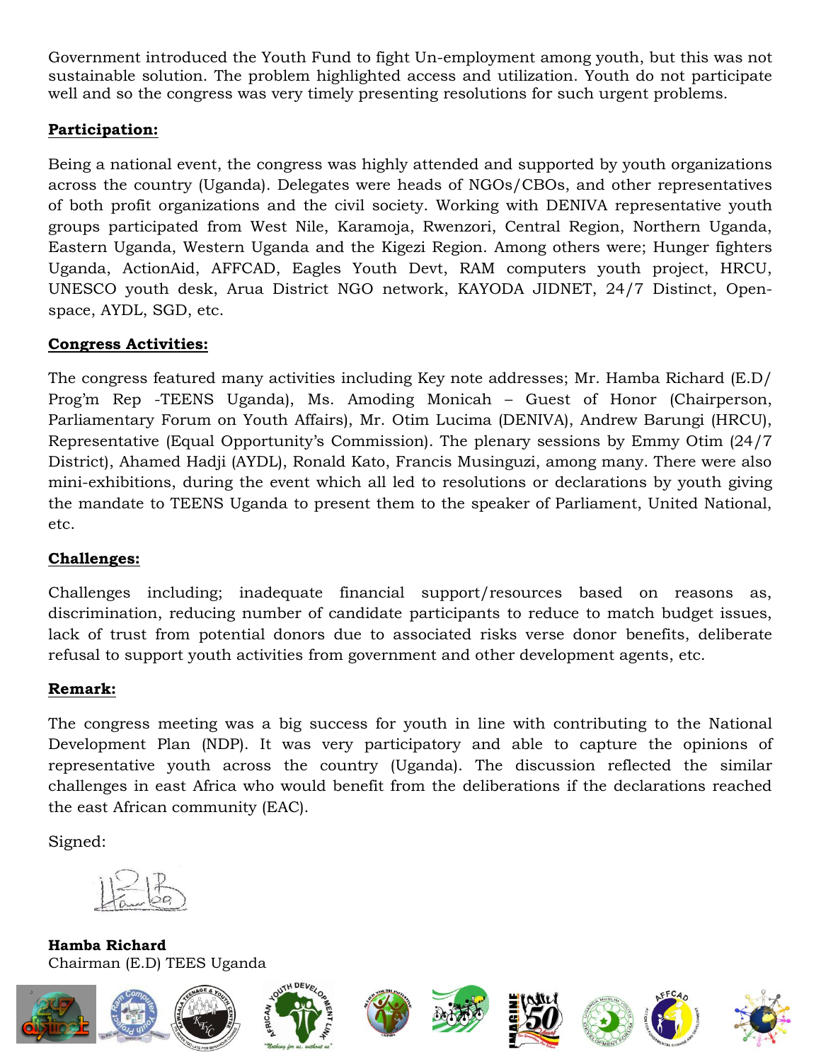Government introduced the Youth Fund to fight Un-employment among youth, but this was not sustainable solution. The problem highlighted access and utilization. Youth do not participate well and so the congress was very timely presenting resolutions for such urgent problems.

**Participation:**

Being a national event, the congress was highly attended and supported by youth organizations across the country (Uganda). Delegates were heads of NGOs/CBOs, and other representatives of both profit organizations and the civil society. Working with DENIVA representative youth groups participated from West Nile, Karamoja, Rwenzori, Central Region, Northern Uganda, Eastern Uganda, Western Uganda and the Kigezi Region. Among others were; Hunger fighters Uganda, ActionAid, AFFCAD, Eagles Youth Devt, RAM computers youth project, HRCU, UNESCO youth desk, Arua District NGO network, KAYODA JIDNET, 24/7 Distinct, Open-space, AYDL, SGD, etc.

**Congress Activities:**

The congress featured many activities including Key note addresses; Mr. Hamba Richard (E.D/ Prog'm Rep -TEENS Uganda), Ms. Amoding Monicah – Guest of Honor (Chairperson, Parliamentary Forum on Youth Affairs), Mr. Otim Lucima (DENIVA), Andrew Barungi (HRCU), Representative (Equal Opportunity's Commission). The plenary sessions by Emmy Otim (24/7 District), Ahamed Hadji (AYDL), Ronald Kato, Francis Musinguzi, among many. There were also mini-exhibitions, during the event which all led to resolutions or declarations by youth giving the mandate to TEENS Uganda to present them to the speaker of Parliament, United National, etc.

**Challenges:**

Challenges including; inadequate financial support/resources based on reasons as, discrimination, reducing number of candidate participants to reduce to match budget issues, lack of trust from potential donors due to associated risks verse donor benefits, deliberate refusal to support youth activities from government and other development agents, etc.

**Remark:**

The congress meeting was a big success for youth in line with contributing to the National Development Plan (NDP). It was very participatory and able to capture the opinions of representative youth across the country (Uganda). The discussion reflected the similar challenges in east Africa who would benefit from the deliberations if the declarations reached the east African community (EAC).

Signed:

**Hamba Richard**
Chairman (E.D) TEES Uganda